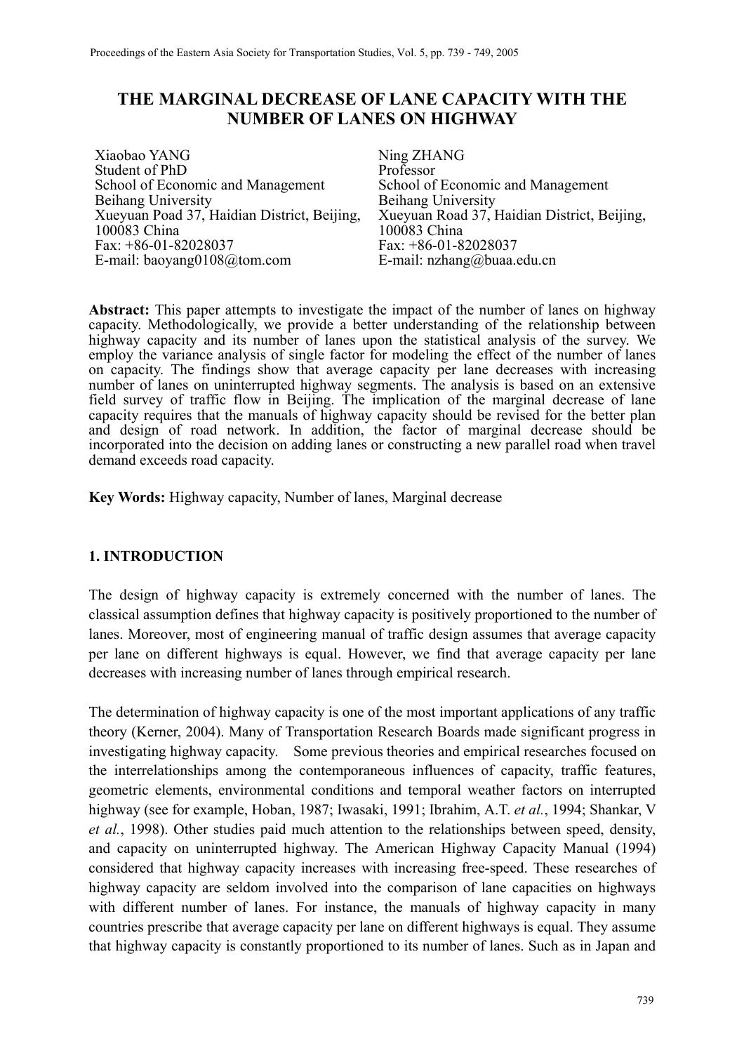# THE MARGINAL DECREASE OF LANE CAPACITY WITH THE NUMBER OF LANES ON HIGHWAY

Xiaobao YANG
Student of PhD
School of Economic and Management
Beihang University
Xueyuan Poad 37, Haidian District, Beijing, 100083 China
Fax: +86-01-82028037
E-mail: baoyang0108@tom.com

Ning ZHANG
Professor
School of Economic and Management
Beihang University
Xueyuan Road 37, Haidian District, Beijing, 100083 China
Fax: +86-01-82028037
E-mail: nzhang@buaa.edu.cn

**Abstract:** This paper attempts to investigate the impact of the number of lanes on highway capacity. Methodologically, we provide a better understanding of the relationship between highway capacity and its number of lanes upon the statistical analysis of the survey. We employ the variance analysis of single factor for modeling the effect of the number of lanes on capacity. The findings show that average capacity per lane decreases with increasing number of lanes on uninterrupted highway segments. The analysis is based on an extensive field survey of traffic flow in Beijing. The implication of the marginal decrease of lane capacity requires that the manuals of highway capacity should be revised for the better plan and design of road network. In addition, the factor of marginal decrease should be incorporated into the decision on adding lanes or constructing a new parallel road when travel demand exceeds road capacity.

**Key Words:** Highway capacity, Number of lanes, Marginal decrease

## 1. INTRODUCTION

The design of highway capacity is extremely concerned with the number of lanes. The classical assumption defines that highway capacity is positively proportioned to the number of lanes. Moreover, most of engineering manual of traffic design assumes that average capacity per lane on different highways is equal. However, we find that average capacity per lane decreases with increasing number of lanes through empirical research.

The determination of highway capacity is one of the most important applications of any traffic theory (Kerner, 2004). Many of Transportation Research Boards made significant progress in investigating highway capacity. Some previous theories and empirical researches focused on the interrelationships among the contemporaneous influences of capacity, traffic features, geometric elements, environmental conditions and temporal weather factors on interrupted highway (see for example, Hoban, 1987; Iwasaki, 1991; Ibrahim, A.T. *et al.*, 1994; Shankar, V *et al.*, 1998). Other studies paid much attention to the relationships between speed, density, and capacity on uninterrupted highway. The American Highway Capacity Manual (1994) considered that highway capacity increases with increasing free-speed. These researches of highway capacity are seldom involved into the comparison of lane capacities on highways with different number of lanes. For instance, the manuals of highway capacity in many countries prescribe that average capacity per lane on different highways is equal. They assume that highway capacity is constantly proportioned to its number of lanes. Such as in Japan and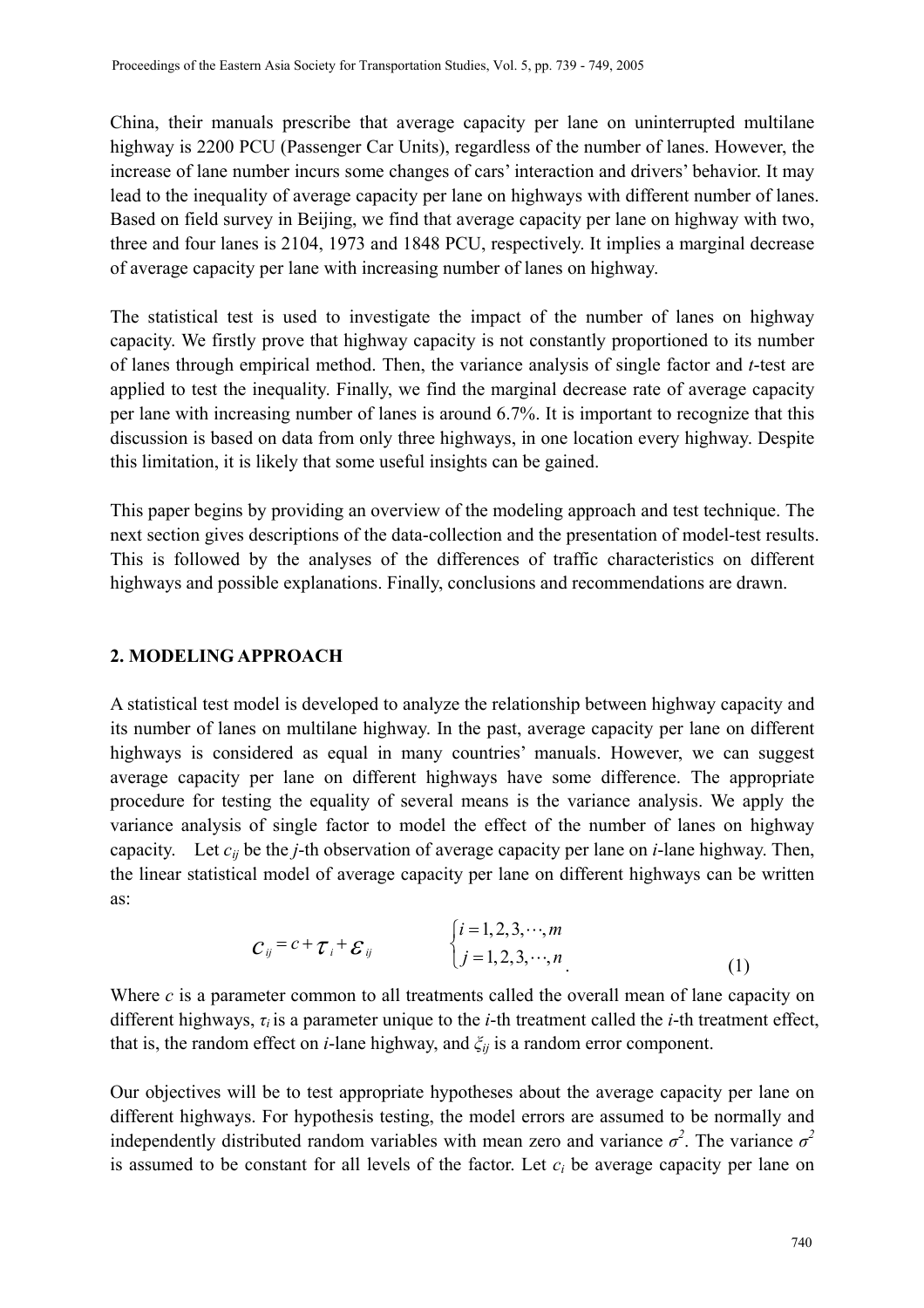China, their manuals prescribe that average capacity per lane on uninterrupted multilane highway is 2200 PCU (Passenger Car Units), regardless of the number of lanes. However, the increase of lane number incurs some changes of cars' interaction and drivers' behavior. It may lead to the inequality of average capacity per lane on highways with different number of lanes. Based on field survey in Beijing, we find that average capacity per lane on highway with two, three and four lanes is 2104, 1973 and 1848 PCU, respectively. It implies a marginal decrease of average capacity per lane with increasing number of lanes on highway.

The statistical test is used to investigate the impact of the number of lanes on highway capacity. We firstly prove that highway capacity is not constantly proportioned to its number of lanes through empirical method. Then, the variance analysis of single factor and *t*-test are applied to test the inequality. Finally, we find the marginal decrease rate of average capacity per lane with increasing number of lanes is around 6.7%. It is important to recognize that this discussion is based on data from only three highways, in one location every highway. Despite this limitation, it is likely that some useful insights can be gained.

This paper begins by providing an overview of the modeling approach and test technique. The next section gives descriptions of the data-collection and the presentation of model-test results. This is followed by the analyses of the differences of traffic characteristics on different highways and possible explanations. Finally, conclusions and recommendations are drawn.

## 2. MODELING APPROACH

A statistical test model is developed to analyze the relationship between highway capacity and its number of lanes on multilane highway. In the past, average capacity per lane on different highways is considered as equal in many countries' manuals. However, we can suggest average capacity per lane on different highways have some difference. The appropriate procedure for testing the equality of several means is the variance analysis. We apply the variance analysis of single factor to model the effect of the number of lanes on highway capacity. Let $c_{ij}$ be the *j*-th observation of average capacity per lane on *i*-lane highway. Then, the linear statistical model of average capacity per lane on different highways can be written as:

$$c_{ij} = c + \tau_i + \varepsilon_{ij} \qquad \begin{cases} i = 1, 2, 3, \cdots, m \\ j = 1, 2, 3, \cdots, n \end{cases} \tag{1}$$

Where *c* is a parameter common to all treatments called the overall mean of lane capacity on different highways, $\tau_i$ is a parameter unique to the *i*-th treatment called the *i*-th treatment effect, that is, the random effect on *i*-lane highway, and $\xi_{ij}$ is a random error component.

Our objectives will be to test appropriate hypotheses about the average capacity per lane on different highways. For hypothesis testing, the model errors are assumed to be normally and independently distributed random variables with mean zero and variance $\sigma^2$. The variance $\sigma^2$ is assumed to be constant for all levels of the factor. Let $c_i$ be average capacity per lane on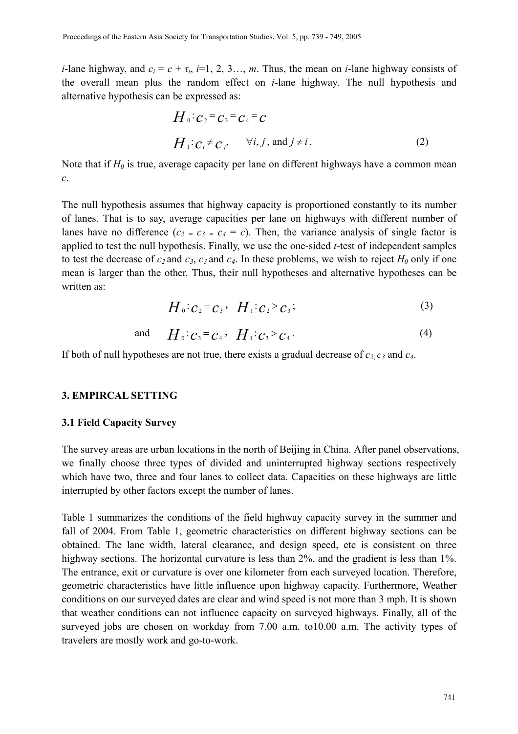*i*-lane highway, and $c_i = c + \tau_i$, $i$=1, 2, 3…, $m$. Thus, the mean on *i*-lane highway consists of the overall mean plus the random effect on *i*-lane highway. The null hypothesis and alternative hypothesis can be expressed as:

$$H_0: c_2 = c_3 = c_4 = c$$

$$H_1: c_i \neq c_j, \quad \forall i, j \text{, and } j \neq i. \tag{2}$$

Note that if $H_0$ is true, average capacity per lane on different highways have a common mean $c$.

The null hypothesis assumes that highway capacity is proportioned constantly to its number of lanes. That is to say, average capacities per lane on highways with different number of lanes have no difference ($c_2 = c_3 = c_4 = c$). Then, the variance analysis of single factor is applied to test the null hypothesis. Finally, we use the one-sided *t*-test of independent samples to test the decrease of $c_2$ and $c_3$, $c_3$ and $c_4$. In these problems, we wish to reject $H_0$ only if one mean is larger than the other. Thus, their null hypotheses and alternative hypotheses can be written as:

$$H_0: c_2 = c_3, \quad H_1: c_2 > c_3; \tag{3}$$

and

$$H_0: c_3 = c_4, \quad H_1: c_3 > c_4. \tag{4}$$

If both of null hypotheses are not true, there exists a gradual decrease of $c_2$, $c_3$ and $c_4$.

## 3. EMPIRCAL SETTING

### 3.1 Field Capacity Survey

The survey areas are urban locations in the north of Beijing in China. After panel observations, we finally choose three types of divided and uninterrupted highway sections respectively which have two, three and four lanes to collect data. Capacities on these highways are little interrupted by other factors except the number of lanes.

Table 1 summarizes the conditions of the field highway capacity survey in the summer and fall of 2004. From Table 1, geometric characteristics on different highway sections can be obtained. The lane width, lateral clearance, and design speed, etc is consistent on three highway sections. The horizontal curvature is less than 2%, and the gradient is less than 1%. The entrance, exit or curvature is over one kilometer from each surveyed location. Therefore, geometric characteristics have little influence upon highway capacity. Furthermore, Weather conditions on our surveyed dates are clear and wind speed is not more than 3 mph. It is shown that weather conditions can not influence capacity on surveyed highways. Finally, all of the surveyed jobs are chosen on workday from 7.00 a.m. to10.00 a.m. The activity types of travelers are mostly work and go-to-work.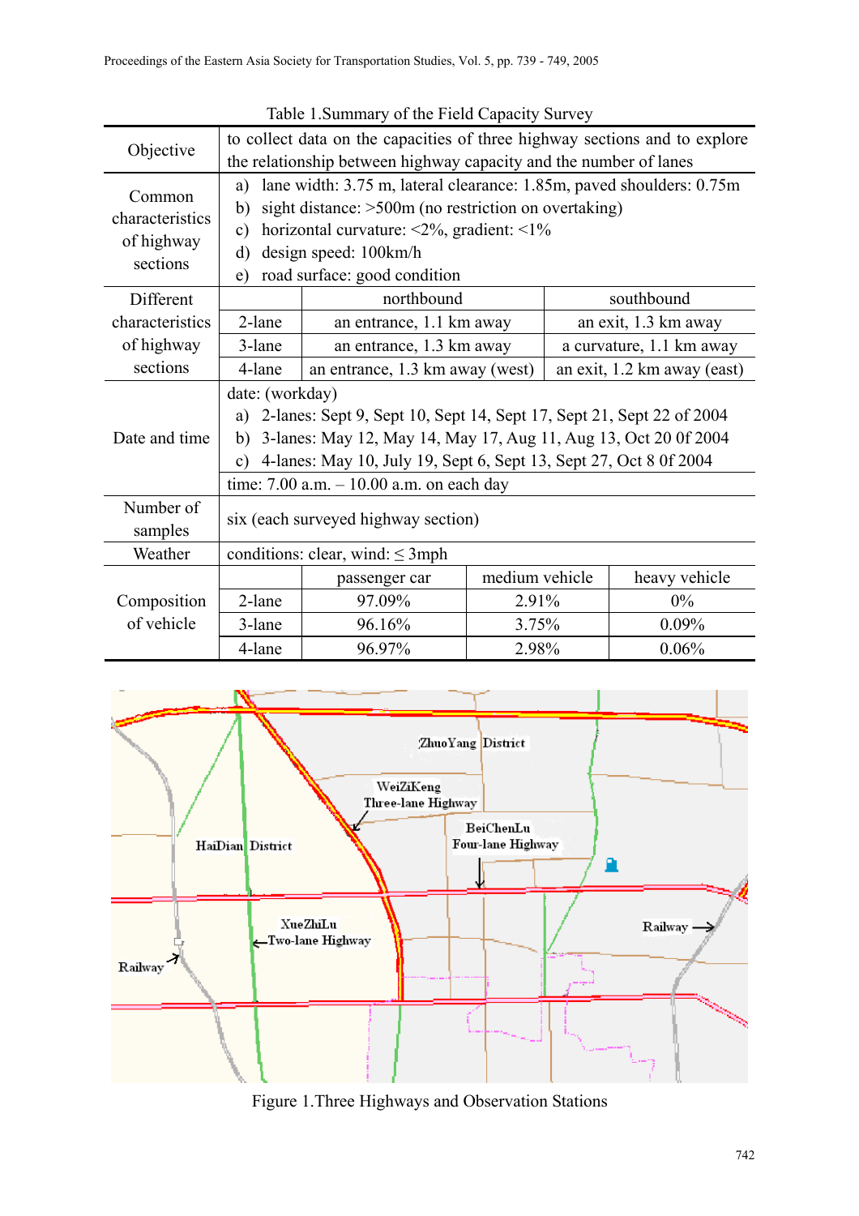Table 1.Summary of the Field Capacity Survey

| | | | | |
|---|---|---|---|---|
| Objective | to collect data on the capacities of three highway sections and to explore the relationship between highway capacity and the number of lanes | | | |
| Common characteristics of highway sections | a) lane width: 3.75 m, lateral clearance: 1.85m, paved shoulders: 0.75m<br>b) sight distance: >500m (no restriction on overtaking)<br>c) horizontal curvature: <2%, gradient: <1%<br>d) design speed: 100km/h<br>e) road surface: good condition | | | |
| Different characteristics of highway sections | | northbound | southbound | |
| | 2-lane | an entrance, 1.1 km away | an exit, 1.3 km away | |
| | 3-lane | an entrance, 1.3 km away | a curvature, 1.1 km away | |
| | 4-lane | an entrance, 1.3 km away (west) | an exit, 1.2 km away (east) | |
| Date and time | date: (workday)<br>a) 2-lanes: Sept 9, Sept 10, Sept 14, Sept 17, Sept 21, Sept 22 of 2004<br>b) 3-lanes: May 12, May 14, May 17, Aug 11, Aug 13, Oct 20 0f 2004<br>c) 4-lanes: May 10, July 19, Sept 6, Sept 13, Sept 27, Oct 8 0f 2004 | | | |
| | time: 7.00 a.m. – 10.00 a.m. on each day | | | |
| Number of samples | six (each surveyed highway section) | | | |
| Weather | conditions: clear, wind: ≤ 3mph | | | |
| Composition of vehicle | | passenger car | medium vehicle | heavy vehicle |
| | 2-lane | 97.09% | 2.91% | 0% |
| | 3-lane | 96.16% | 3.75% | 0.09% |
| | 4-lane | 96.97% | 2.98% | 0.06% |

Figure 1.Three Highways and Observation Stations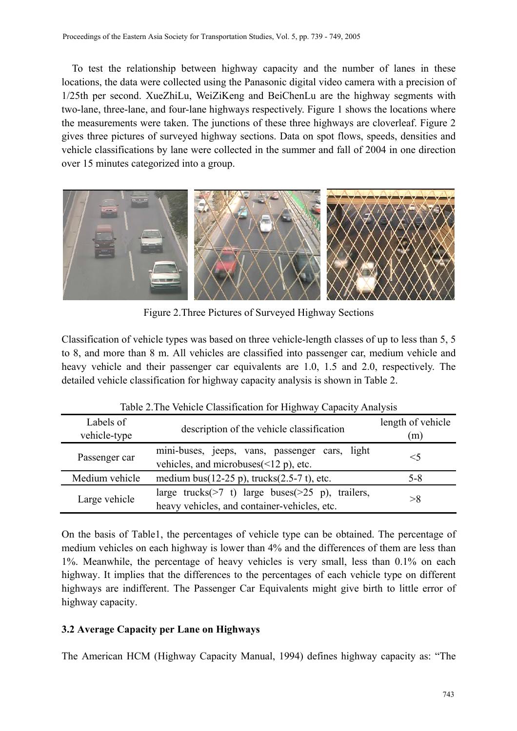To test the relationship between highway capacity and the number of lanes in these locations, the data were collected using the Panasonic digital video camera with a precision of 1/25th per second. XueZhiLu, WeiZiKeng and BeiChenLu are the highway segments with two-lane, three-lane, and four-lane highways respectively. Figure 1 shows the locations where the measurements were taken. The junctions of these three highways are cloverleaf. Figure 2 gives three pictures of surveyed highway sections. Data on spot flows, speeds, densities and vehicle classifications by lane were collected in the summer and fall of 2004 in one direction over 15 minutes categorized into a group.

Figure 2.Three Pictures of Surveyed Highway Sections

Classification of vehicle types was based on three vehicle-length classes of up to less than 5, 5 to 8, and more than 8 m. All vehicles are classified into passenger car, medium vehicle and heavy vehicle and their passenger car equivalents are 1.0, 1.5 and 2.0, respectively. The detailed vehicle classification for highway capacity analysis is shown in Table 2.

Table 2.The Vehicle Classification for Highway Capacity Analysis

| Labels of vehicle-type | description of the vehicle classification | length of vehicle (m) |
|---|---|---|
| Passenger car | mini-buses, jeeps, vans, passenger cars, light vehicles, and microbuses(<12 p), etc. | <5 |
| Medium vehicle | medium bus(12-25 p), trucks(2.5-7 t), etc. | 5-8 |
| Large vehicle | large trucks(>7 t) large buses(>25 p), trailers, heavy vehicles, and container-vehicles, etc. | >8 |

On the basis of Table1, the percentages of vehicle type can be obtained. The percentage of medium vehicles on each highway is lower than 4% and the differences of them are less than 1%. Meanwhile, the percentage of heavy vehicles is very small, less than 0.1% on each highway. It implies that the differences to the percentages of each vehicle type on different highways are indifferent. The Passenger Car Equivalents might give birth to little error of highway capacity.

### 3.2 Average Capacity per Lane on Highways

The American HCM (Highway Capacity Manual, 1994) defines highway capacity as: "The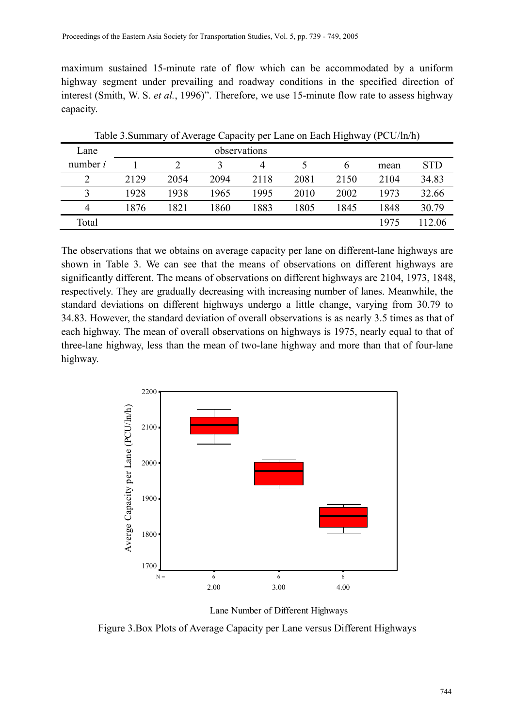maximum sustained 15-minute rate of flow which can be accommodated by a uniform highway segment under prevailing and roadway conditions in the specified direction of interest (Smith, W. S. *et al.*, 1996)". Therefore, we use 15-minute flow rate to assess highway capacity.

Table 3.Summary of Average Capacity per Lane on Each Highway (PCU/ln/h)

| Lane number $i$ | observations 1 | 2 | 3 | 4 | 5 | 6 | mean | STD |
|---|---|---|---|---|---|---|---|---|
| 2 | 2129 | 2054 | 2094 | 2118 | 2081 | 2150 | 2104 | 34.83 |
| 3 | 1928 | 1938 | 1965 | 1995 | 2010 | 2002 | 1973 | 32.66 |
| 4 | 1876 | 1821 | 1860 | 1883 | 1805 | 1845 | 1848 | 30.79 |
| Total | | | | | | | 1975 | 112.06 |

The observations that we obtains on average capacity per lane on different-lane highways are shown in Table 3. We can see that the means of observations on different highways are significantly different. The means of observations on different highways are 2104, 1973, 1848, respectively. They are gradually decreasing with increasing number of lanes. Meanwhile, the standard deviations on different highways undergo a little change, varying from 30.79 to 34.83. However, the standard deviation of overall observations is as nearly 3.5 times as that of each highway. The mean of overall observations on highways is 1975, nearly equal to that of three-lane highway, less than the mean of two-lane highway and more than that of four-lane highway.

Figure 3.Box Plots of Average Capacity per Lane versus Different Highways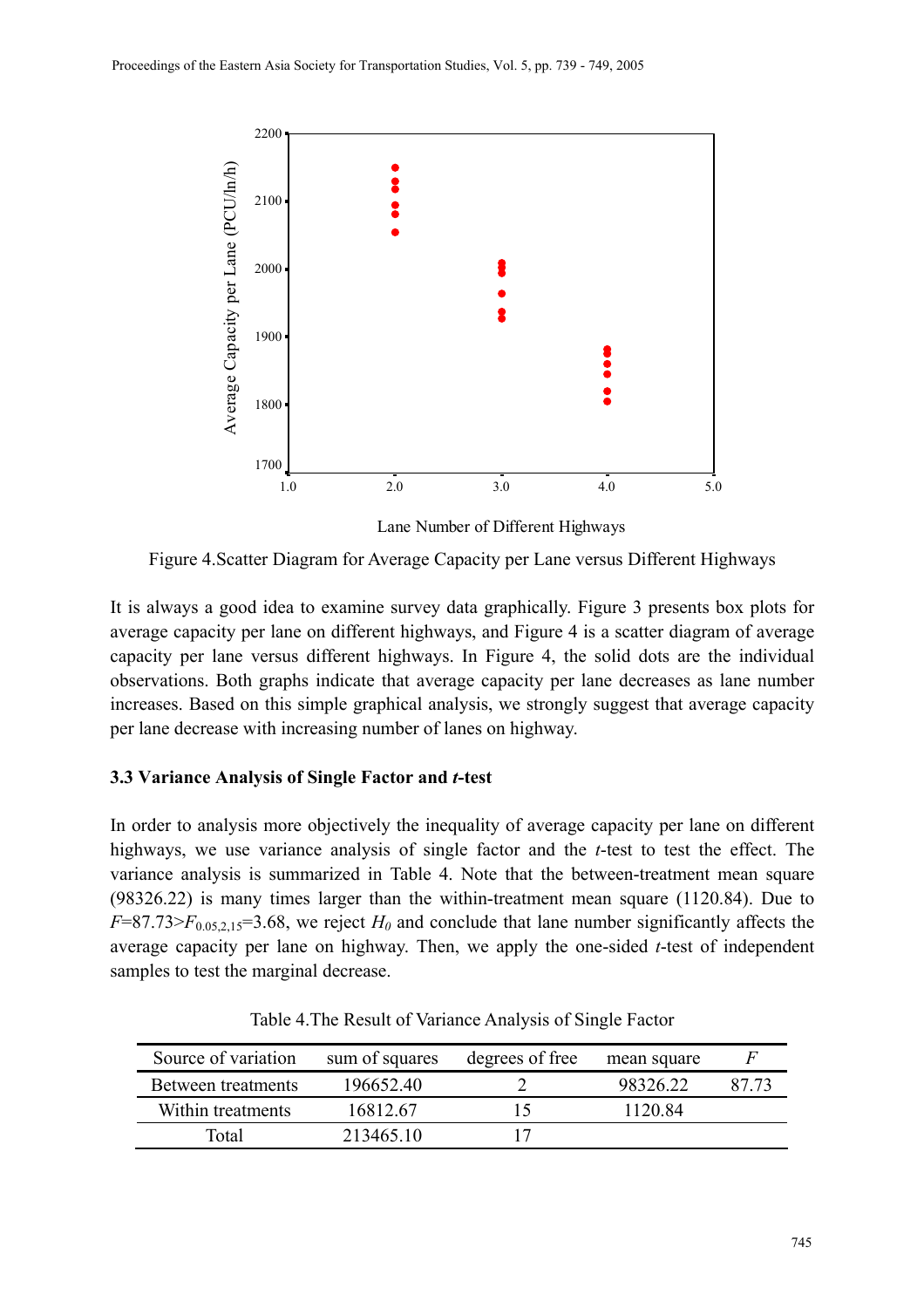Figure 4.Scatter Diagram for Average Capacity per Lane versus Different Highways

It is always a good idea to examine survey data graphically. Figure 3 presents box plots for average capacity per lane on different highways, and Figure 4 is a scatter diagram of average capacity per lane versus different highways. In Figure 4, the solid dots are the individual observations. Both graphs indicate that average capacity per lane decreases as lane number increases. Based on this simple graphical analysis, we strongly suggest that average capacity per lane decrease with increasing number of lanes on highway.

### 3.3 Variance Analysis of Single Factor and *t*-test

In order to analysis more objectively the inequality of average capacity per lane on different highways, we use variance analysis of single factor and the *t*-test to test the effect. The variance analysis is summarized in Table 4. Note that the between-treatment mean square (98326.22) is many times larger than the within-treatment mean square (1120.84). Due to $F$=87.73>$F_{0.05,2,15}$=3.68, we reject $H_0$ and conclude that lane number significantly affects the average capacity per lane on highway. Then, we apply the one-sided *t*-test of independent samples to test the marginal decrease.

Table 4.The Result of Variance Analysis of Single Factor

| Source of variation | sum of squares | degrees of free | mean square | $F$ |
|---|---|---|---|---|
| Between treatments | 196652.40 | 2 | 98326.22 | 87.73 |
| Within treatments | 16812.67 | 15 | 1120.84 | |
| Total | 213465.10 | 17 | | |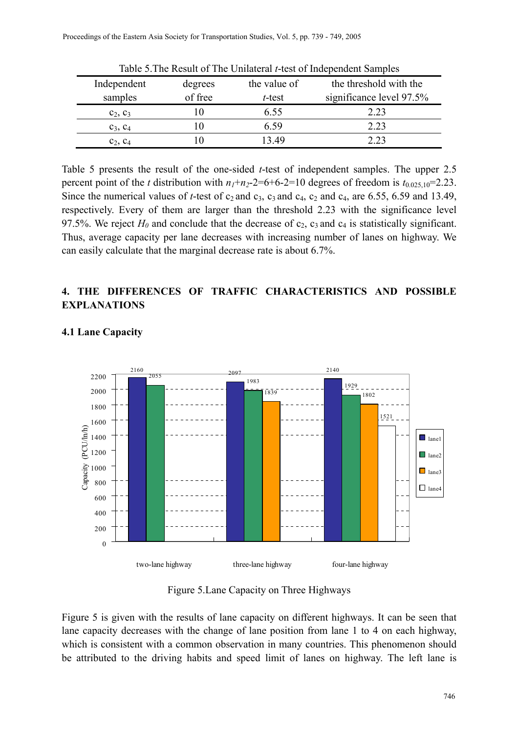Table 5.The Result of The Unilateral *t*-test of Independent Samples

| Independent samples | degrees of free | the value of *t*-test | the threshold with the significance level 97.5% |
|---|---|---|---|
| $c_2$, $c_3$ | 10 | 6.55 | 2.23 |
| $c_3$, $c_4$ | 10 | 6.59 | 2.23 |
| $c_2$, $c_4$ | 10 | 13.49 | 2.23 |

Table 5 presents the result of the one-sided *t*-test of independent samples. The upper 2.5 percent point of the *t* distribution with $n_1+n_2$-2=6+6-2=10 degrees of freedom is $t_{0.025,10}$=2.23. Since the numerical values of *t*-test of $c_2$ and $c_3$, $c_3$ and $c_4$, $c_2$ and $c_4$, are 6.55, 6.59 and 13.49, respectively. Every of them are larger than the threshold 2.23 with the significance level 97.5%. We reject $H_0$ and conclude that the decrease of $c_2$, $c_3$ and $c_4$ is statistically significant. Thus, average capacity per lane decreases with increasing number of lanes on highway. We can easily calculate that the marginal decrease rate is about 6.7%.

## 4. THE DIFFERENCES OF TRAFFIC CHARACTERISTICS AND POSSIBLE EXPLANATIONS

### 4.1 Lane Capacity

Figure 5.Lane Capacity on Three Highways

Figure 5 is given with the results of lane capacity on different highways. It can be seen that lane capacity decreases with the change of lane position from lane 1 to 4 on each highway, which is consistent with a common observation in many countries. This phenomenon should be attributed to the driving habits and speed limit of lanes on highway. The left lane is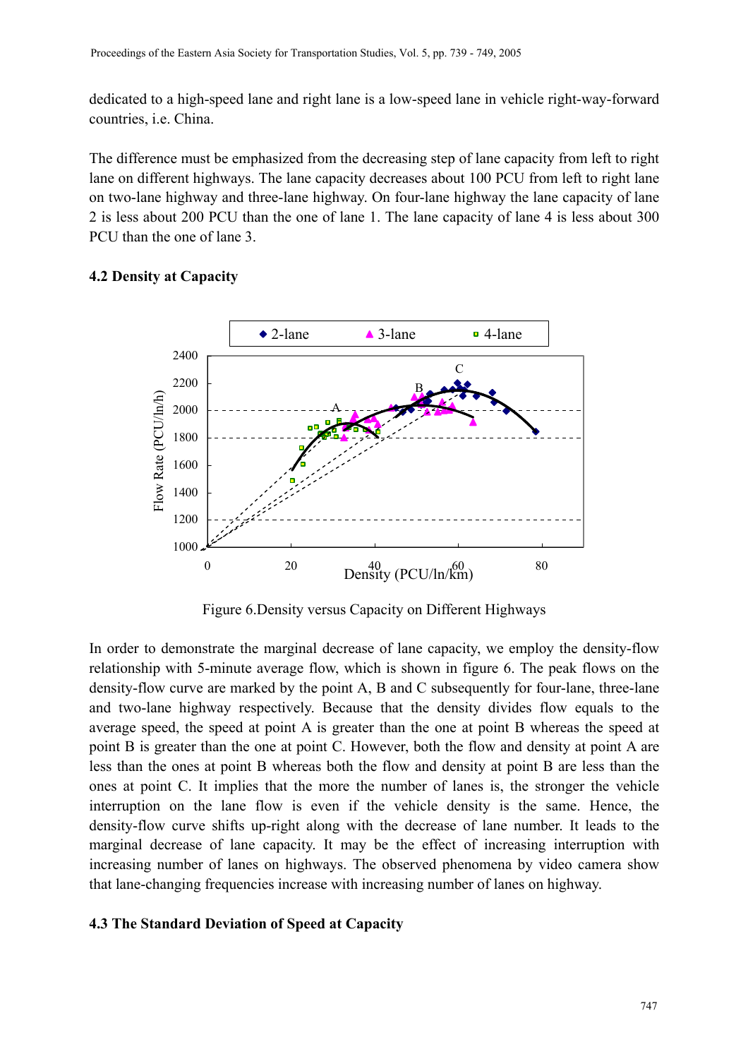dedicated to a high-speed lane and right lane is a low-speed lane in vehicle right-way-forward countries, i.e. China.

The difference must be emphasized from the decreasing step of lane capacity from left to right lane on different highways. The lane capacity decreases about 100 PCU from left to right lane on two-lane highway and three-lane highway. On four-lane highway the lane capacity of lane 2 is less about 200 PCU than the one of lane 1. The lane capacity of lane 4 is less about 300 PCU than the one of lane 3.

### 4.2 Density at Capacity

Figure 6.Density versus Capacity on Different Highways

In order to demonstrate the marginal decrease of lane capacity, we employ the density-flow relationship with 5-minute average flow, which is shown in figure 6. The peak flows on the density-flow curve are marked by the point A, B and C subsequently for four-lane, three-lane and two-lane highway respectively. Because that the density divides flow equals to the average speed, the speed at point A is greater than the one at point B whereas the speed at point B is greater than the one at point C. However, both the flow and density at point A are less than the ones at point B whereas both the flow and density at point B are less than the ones at point C. It implies that the more the number of lanes is, the stronger the vehicle interruption on the lane flow is even if the vehicle density is the same. Hence, the density-flow curve shifts up-right along with the decrease of lane number. It leads to the marginal decrease of lane capacity. It may be the effect of increasing interruption with increasing number of lanes on highways. The observed phenomena by video camera show that lane-changing frequencies increase with increasing number of lanes on highway.

### 4.3 The Standard Deviation of Speed at Capacity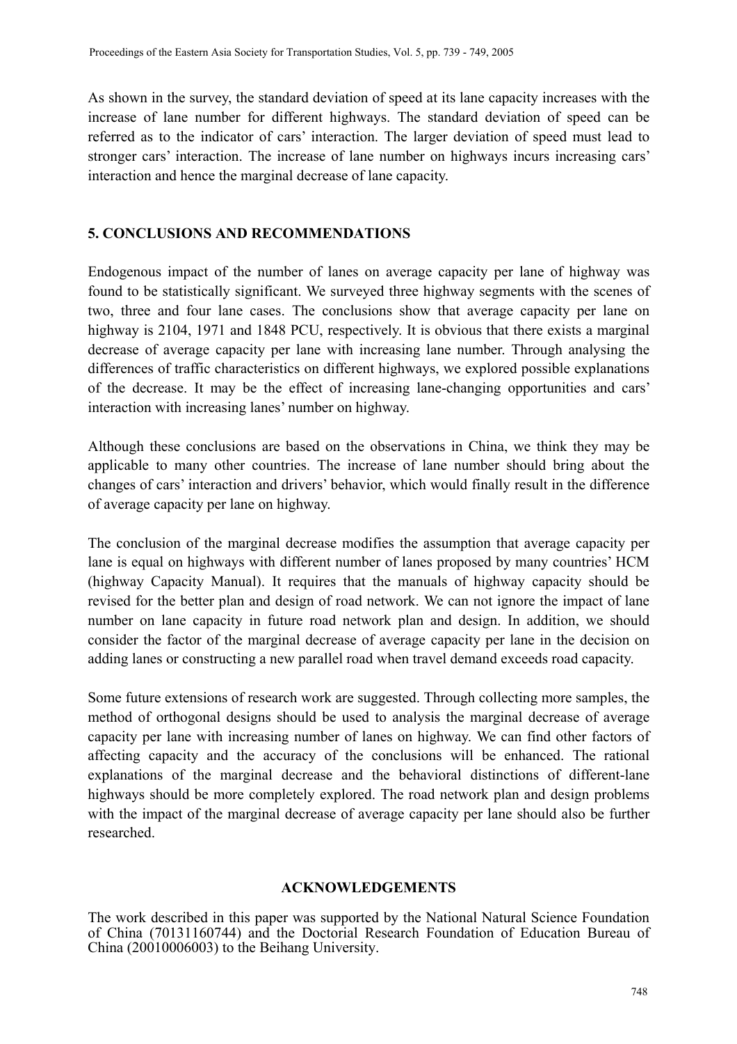As shown in the survey, the standard deviation of speed at its lane capacity increases with the increase of lane number for different highways. The standard deviation of speed can be referred as to the indicator of cars' interaction. The larger deviation of speed must lead to stronger cars' interaction. The increase of lane number on highways incurs increasing cars' interaction and hence the marginal decrease of lane capacity.

## 5. CONCLUSIONS AND RECOMMENDATIONS

Endogenous impact of the number of lanes on average capacity per lane of highway was found to be statistically significant. We surveyed three highway segments with the scenes of two, three and four lane cases. The conclusions show that average capacity per lane on highway is 2104, 1971 and 1848 PCU, respectively. It is obvious that there exists a marginal decrease of average capacity per lane with increasing lane number. Through analysing the differences of traffic characteristics on different highways, we explored possible explanations of the decrease. It may be the effect of increasing lane-changing opportunities and cars' interaction with increasing lanes' number on highway.

Although these conclusions are based on the observations in China, we think they may be applicable to many other countries. The increase of lane number should bring about the changes of cars' interaction and drivers' behavior, which would finally result in the difference of average capacity per lane on highway.

The conclusion of the marginal decrease modifies the assumption that average capacity per lane is equal on highways with different number of lanes proposed by many countries' HCM (highway Capacity Manual). It requires that the manuals of highway capacity should be revised for the better plan and design of road network. We can not ignore the impact of lane number on lane capacity in future road network plan and design. In addition, we should consider the factor of the marginal decrease of average capacity per lane in the decision on adding lanes or constructing a new parallel road when travel demand exceeds road capacity.

Some future extensions of research work are suggested. Through collecting more samples, the method of orthogonal designs should be used to analysis the marginal decrease of average capacity per lane with increasing number of lanes on highway. We can find other factors of affecting capacity and the accuracy of the conclusions will be enhanced. The rational explanations of the marginal decrease and the behavioral distinctions of different-lane highways should be more completely explored. The road network plan and design problems with the impact of the marginal decrease of average capacity per lane should also be further researched.

## ACKNOWLEDGEMENTS

The work described in this paper was supported by the National Natural Science Foundation of China (70131160744) and the Doctorial Research Foundation of Education Bureau of China (20010006003) to the Beihang University.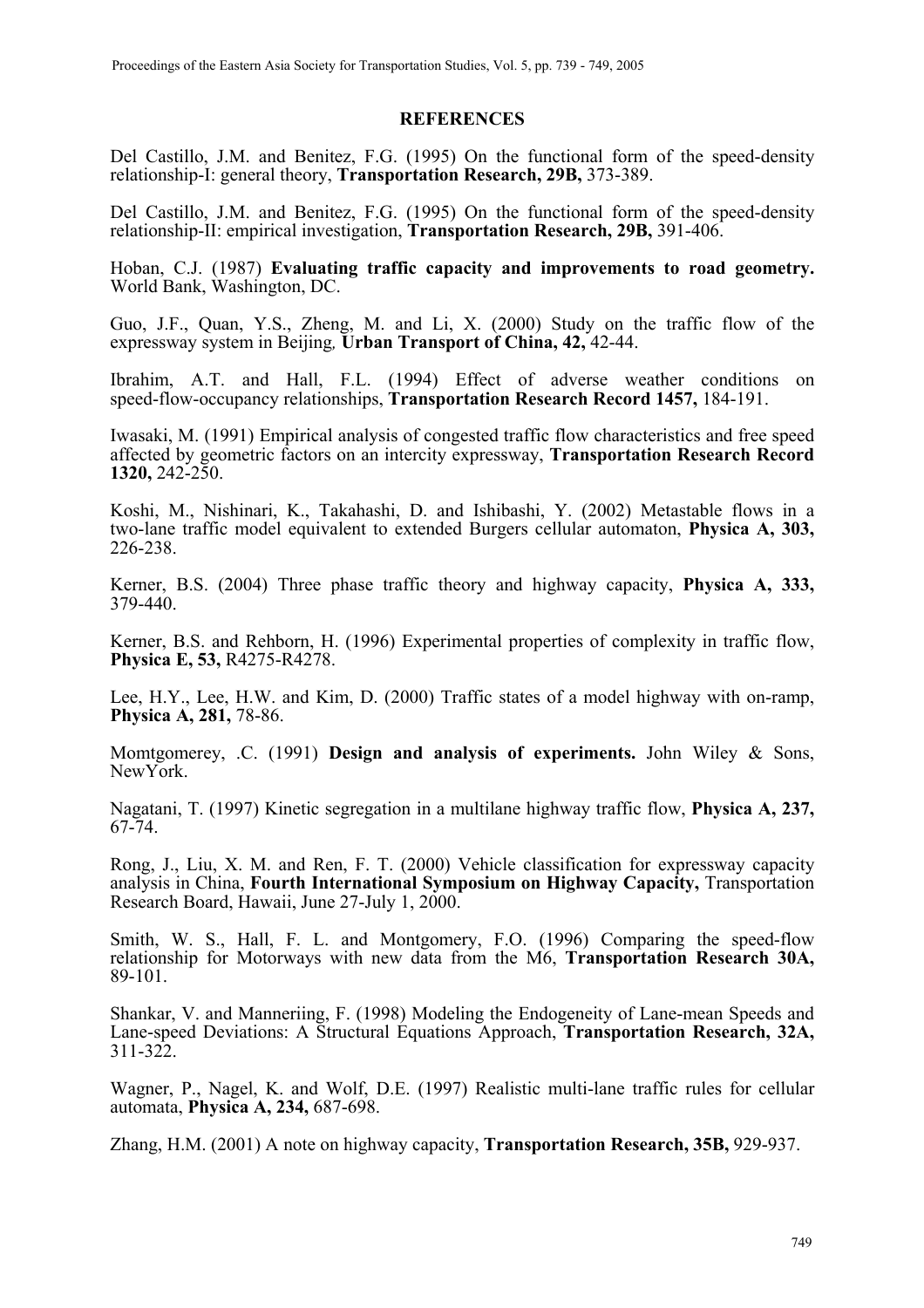## REFERENCES

Del Castillo, J.M. and Benitez, F.G. (1995) On the functional form of the speed-density relationship-I: general theory, **Transportation Research, 29B,** 373-389.

Del Castillo, J.M. and Benitez, F.G. (1995) On the functional form of the speed-density relationship-II: empirical investigation, **Transportation Research, 29B,** 391-406.

Hoban, C.J. (1987) **Evaluating traffic capacity and improvements to road geometry.** World Bank, Washington, DC.

Guo, J.F., Quan, Y.S., Zheng, M. and Li, X. (2000) Study on the traffic flow of the expressway system in Beijing*,* **Urban Transport of China, 42,** 42-44.

Ibrahim, A.T. and Hall, F.L. (1994) Effect of adverse weather conditions on speed-flow-occupancy relationships, **Transportation Research Record 1457,** 184-191.

Iwasaki, M. (1991) Empirical analysis of congested traffic flow characteristics and free speed affected by geometric factors on an intercity expressway, **Transportation Research Record 1320,** 242-250.

Koshi, M., Nishinari, K., Takahashi, D. and Ishibashi, Y. (2002) Metastable flows in a two-lane traffic model equivalent to extended Burgers cellular automaton, **Physica A, 303,** 226-238.

Kerner, B.S. (2004) Three phase traffic theory and highway capacity, **Physica A, 333,** 379-440.

Kerner, B.S. and Rehborn, H. (1996) Experimental properties of complexity in traffic flow, **Physica E, 53,** R4275-R4278.

Lee, H.Y., Lee, H.W. and Kim, D. (2000) Traffic states of a model highway with on-ramp, **Physica A, 281,** 78-86.

Momtgomerey, .C. (1991) **Design and analysis of experiments.** John Wiley & Sons, NewYork.

Nagatani, T. (1997) Kinetic segregation in a multilane highway traffic flow, **Physica A, 237,** 67-74.

Rong, J., Liu, X. M. and Ren, F. T. (2000) Vehicle classification for expressway capacity analysis in China, **Fourth International Symposium on Highway Capacity,** Transportation Research Board, Hawaii, June 27-July 1, 2000.

Smith, W. S., Hall, F. L. and Montgomery, F.O. (1996) Comparing the speed-flow relationship for Motorways with new data from the M6, **Transportation Research 30A,** 89-101.

Shankar, V. and Manneriing, F. (1998) Modeling the Endogeneity of Lane-mean Speeds and Lane-speed Deviations: A Structural Equations Approach, **Transportation Research, 32A,** 311-322.

Wagner, P., Nagel, K. and Wolf, D.E. (1997) Realistic multi-lane traffic rules for cellular automata, **Physica A, 234,** 687-698.

Zhang, H.M. (2001) A note on highway capacity, **Transportation Research, 35B,** 929-937.